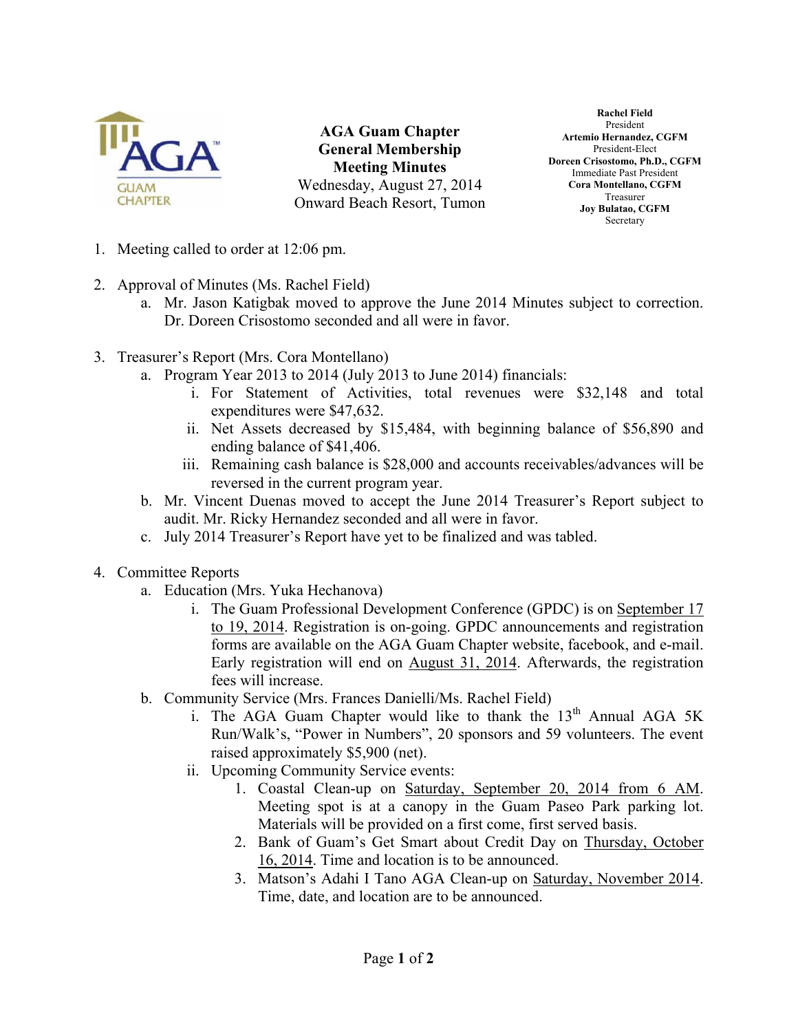# AGA Guam Chapter General Membership Meeting Minutes

Wednesday, August 27, 2014
Onward Beach Resort, Tumon

**Rachel Field**
President
**Artemio Hernandez, CGFM**
President-Elect
**Doreen Crisostomo, Ph.D., CGFM**
Immediate Past President
**Cora Montellano, CGFM**
Treasurer
**Joy Bulatao, CGFM**
Secretary

1. Meeting called to order at 12:06 pm.

2. Approval of Minutes (Ms. Rachel Field)
   a. Mr. Jason Katigbak moved to approve the June 2014 Minutes subject to correction. Dr. Doreen Crisostomo seconded and all were in favor.

3. Treasurer's Report (Mrs. Cora Montellano)
   a. Program Year 2013 to 2014 (July 2013 to June 2014) financials:
      i. For Statement of Activities, total revenues were $32,148 and total expenditures were $47,632.
      ii. Net Assets decreased by $15,484, with beginning balance of $56,890 and ending balance of $41,406.
      iii. Remaining cash balance is $28,000 and accounts receivables/advances will be reversed in the current program year.
   b. Mr. Vincent Duenas moved to accept the June 2014 Treasurer's Report subject to audit. Mr. Ricky Hernandez seconded and all were in favor.
   c. July 2014 Treasurer's Report have yet to be finalized and was tabled.

4. Committee Reports
   a. Education (Mrs. Yuka Hechanova)
      i. The Guam Professional Development Conference (GPDC) is on <u>September 17 to 19, 2014</u>. Registration is on-going. GPDC announcements and registration forms are available on the AGA Guam Chapter website, facebook, and e-mail. Early registration will end on <u>August 31, 2014</u>. Afterwards, the registration fees will increase.
   b. Community Service (Mrs. Frances Danielli/Ms. Rachel Field)
      i. The AGA Guam Chapter would like to thank the 13th Annual AGA 5K Run/Walk's, "Power in Numbers", 20 sponsors and 59 volunteers. The event raised approximately $5,900 (net).
      ii. Upcoming Community Service events:
         1. Coastal Clean-up on <u>Saturday, September 20, 2014 from 6 AM</u>. Meeting spot is at a canopy in the Guam Paseo Park parking lot. Materials will be provided on a first come, first served basis.
         2. Bank of Guam's Get Smart about Credit Day on <u>Thursday, October 16, 2014</u>. Time and location is to be announced.
         3. Matson's Adahi I Tano AGA Clean-up on <u>Saturday, November 2014</u>. Time, date, and location are to be announced.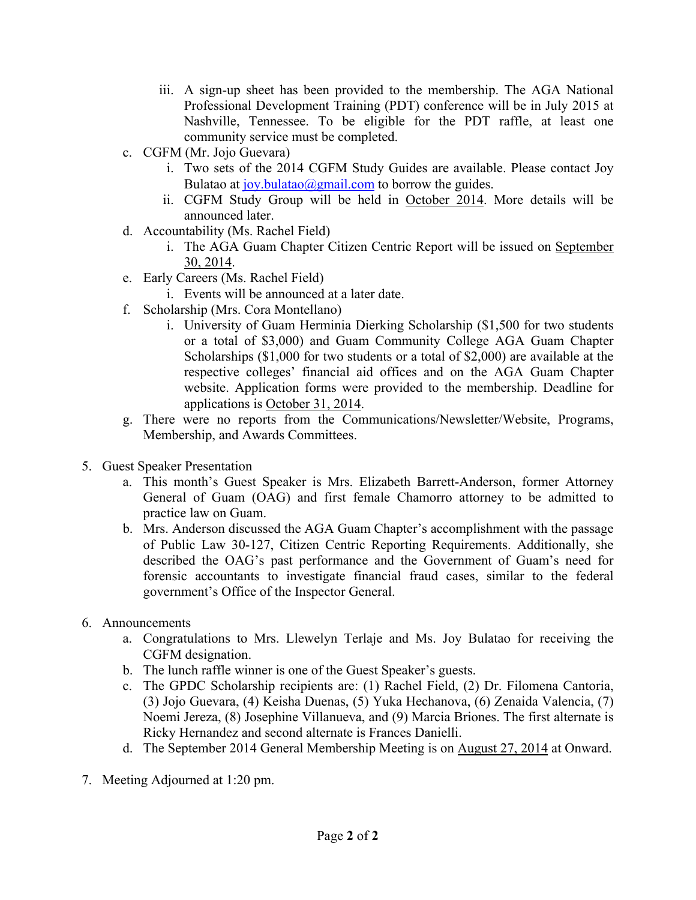iii. A sign-up sheet has been provided to the membership. The AGA National Professional Development Training (PDT) conference will be in July 2015 at Nashville, Tennessee. To be eligible for the PDT raffle, at least one community service must be completed.

c. CGFM (Mr. Jojo Guevara)
   i. Two sets of the 2014 CGFM Study Guides are available. Please contact Joy Bulatao at joy.bulatao@gmail.com to borrow the guides.
   ii. CGFM Study Group will be held in <u>October 2014</u>. More details will be announced later.

d. Accountability (Ms. Rachel Field)
   i. The AGA Guam Chapter Citizen Centric Report will be issued on <u>September 30, 2014</u>.

e. Early Careers (Ms. Rachel Field)
   i. Events will be announced at a later date.

f. Scholarship (Mrs. Cora Montellano)
   i. University of Guam Herminia Dierking Scholarship ($1,500 for two students or a total of $3,000) and Guam Community College AGA Guam Chapter Scholarships ($1,000 for two students or a total of $2,000) are available at the respective colleges' financial aid offices and on the AGA Guam Chapter website. Application forms were provided to the membership. Deadline for applications is <u>October 31, 2014</u>.

g. There were no reports from the Communications/Newsletter/Website, Programs, Membership, and Awards Committees.

5. Guest Speaker Presentation
   a. This month's Guest Speaker is Mrs. Elizabeth Barrett-Anderson, former Attorney General of Guam (OAG) and first female Chamorro attorney to be admitted to practice law on Guam.
   b. Mrs. Anderson discussed the AGA Guam Chapter's accomplishment with the passage of Public Law 30-127, Citizen Centric Reporting Requirements. Additionally, she described the OAG's past performance and the Government of Guam's need for forensic accountants to investigate financial fraud cases, similar to the federal government's Office of the Inspector General.

6. Announcements
   a. Congratulations to Mrs. Llewelyn Terlaje and Ms. Joy Bulatao for receiving the CGFM designation.
   b. The lunch raffle winner is one of the Guest Speaker's guests.
   c. The GPDC Scholarship recipients are: (1) Rachel Field, (2) Dr. Filomena Cantoria, (3) Jojo Guevara, (4) Keisha Duenas, (5) Yuka Hechanova, (6) Zenaida Valencia, (7) Noemi Jereza, (8) Josephine Villanueva, and (9) Marcia Briones. The first alternate is Ricky Hernandez and second alternate is Frances Danielli.
   d. The September 2014 General Membership Meeting is on <u>August 27, 2014</u> at Onward.

7. Meeting Adjourned at 1:20 pm.